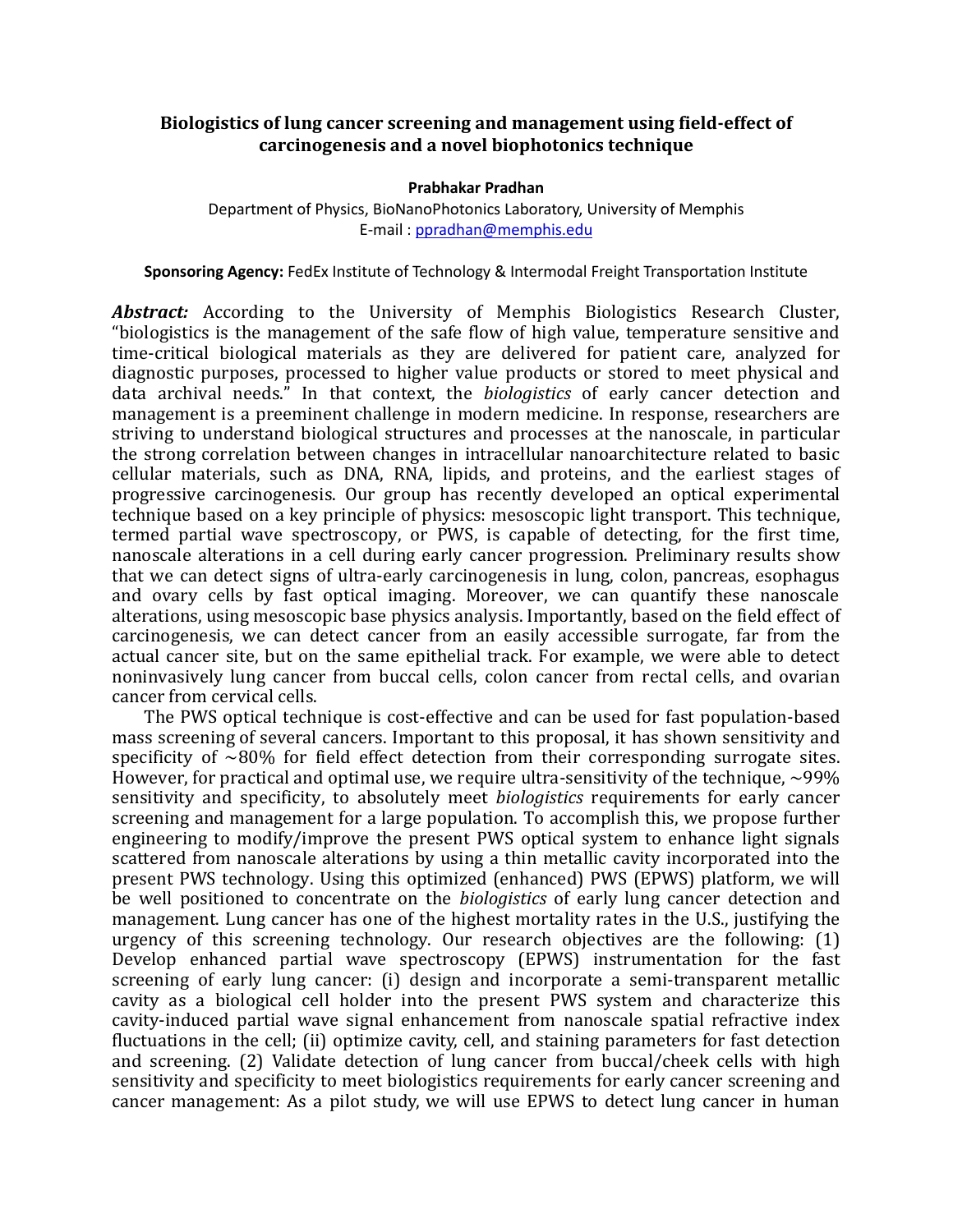# Biologistics of lung cancer screening and management using field-effect of carcinogenesis and a novel biophotonics technique

**Prabhakar Pradhan**

Department of Physics, BioNanoPhotonics Laboratory, University of Memphis
E-mail : ppradhan@memphis.edu

**Sponsoring Agency:** FedEx Institute of Technology & Intermodal Freight Transportation Institute

***Abstract:*** According to the University of Memphis Biologistics Research Cluster, "biologistics is the management of the safe flow of high value, temperature sensitive and time-critical biological materials as they are delivered for patient care, analyzed for diagnostic purposes, processed to higher value products or stored to meet physical and data archival needs." In that context, the *biologistics* of early cancer detection and management is a preeminent challenge in modern medicine. In response, researchers are striving to understand biological structures and processes at the nanoscale, in particular the strong correlation between changes in intracellular nanoarchitecture related to basic cellular materials, such as DNA, RNA, lipids, and proteins, and the earliest stages of progressive carcinogenesis. Our group has recently developed an optical experimental technique based on a key principle of physics: mesoscopic light transport. This technique, termed partial wave spectroscopy, or PWS, is capable of detecting, for the first time, nanoscale alterations in a cell during early cancer progression. Preliminary results show that we can detect signs of ultra-early carcinogenesis in lung, colon, pancreas, esophagus and ovary cells by fast optical imaging. Moreover, we can quantify these nanoscale alterations, using mesoscopic base physics analysis. Importantly, based on the field effect of carcinogenesis, we can detect cancer from an easily accessible surrogate, far from the actual cancer site, but on the same epithelial track. For example, we were able to detect noninvasively lung cancer from buccal cells, colon cancer from rectal cells, and ovarian cancer from cervical cells.

The PWS optical technique is cost-effective and can be used for fast population-based mass screening of several cancers. Important to this proposal, it has shown sensitivity and specificity of ~80% for field effect detection from their corresponding surrogate sites. However, for practical and optimal use, we require ultra-sensitivity of the technique, ~99% sensitivity and specificity, to absolutely meet *biologistics* requirements for early cancer screening and management for a large population. To accomplish this, we propose further engineering to modify/improve the present PWS optical system to enhance light signals scattered from nanoscale alterations by using a thin metallic cavity incorporated into the present PWS technology. Using this optimized (enhanced) PWS (EPWS) platform, we will be well positioned to concentrate on the *biologistics* of early lung cancer detection and management. Lung cancer has one of the highest mortality rates in the U.S., justifying the urgency of this screening technology. Our research objectives are the following: (1) Develop enhanced partial wave spectroscopy (EPWS) instrumentation for the fast screening of early lung cancer: (i) design and incorporate a semi-transparent metallic cavity as a biological cell holder into the present PWS system and characterize this cavity-induced partial wave signal enhancement from nanoscale spatial refractive index fluctuations in the cell; (ii) optimize cavity, cell, and staining parameters for fast detection and screening. (2) Validate detection of lung cancer from buccal/cheek cells with high sensitivity and specificity to meet biologistics requirements for early cancer screening and cancer management: As a pilot study, we will use EPWS to detect lung cancer in human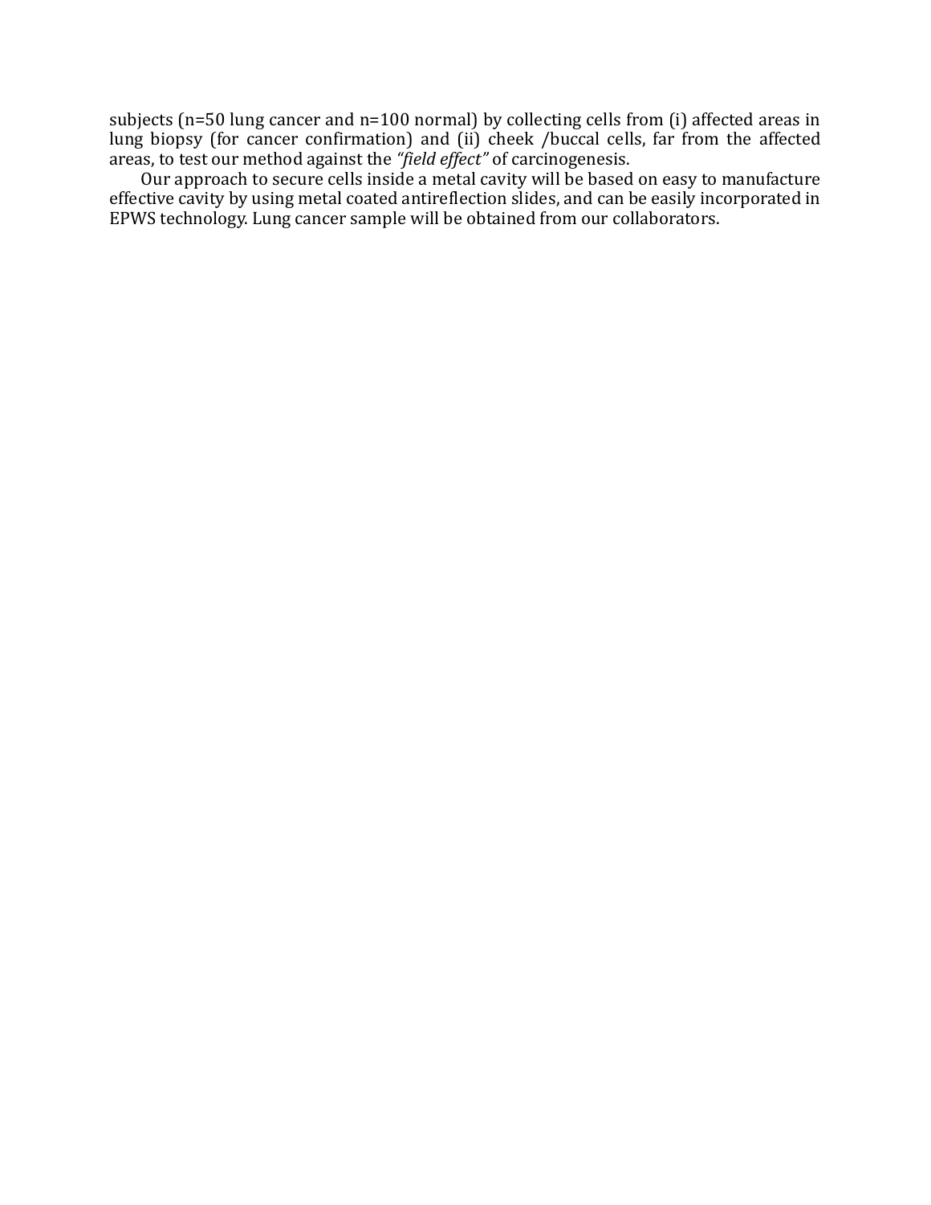subjects (n=50 lung cancer and n=100 normal) by collecting cells from (i) affected areas in lung biopsy (for cancer confirmation) and (ii) cheek /buccal cells, far from the affected areas, to test our method against the *"field effect"* of carcinogenesis.

Our approach to secure cells inside a metal cavity will be based on easy to manufacture effective cavity by using metal coated antireflection slides, and can be easily incorporated in EPWS technology. Lung cancer sample will be obtained from our collaborators.